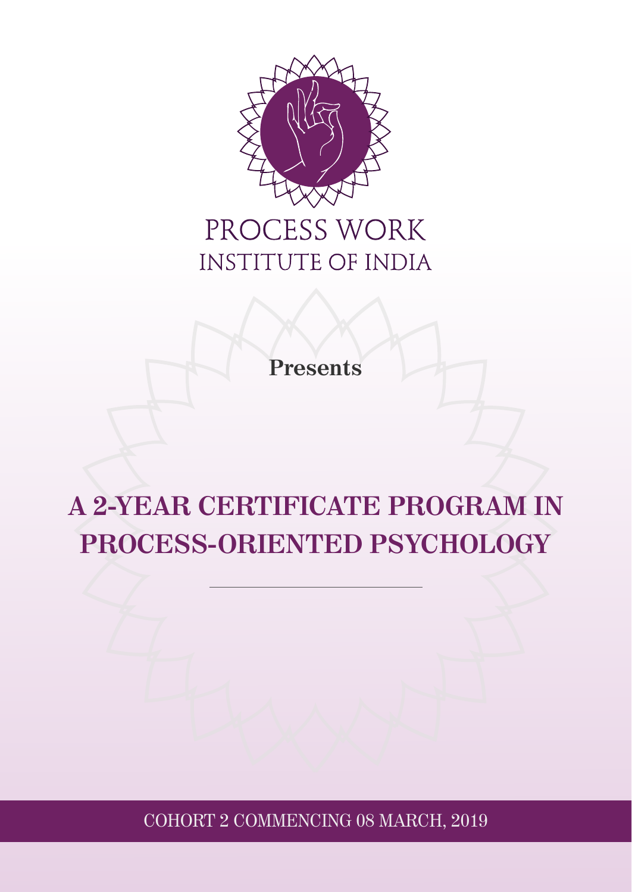PROCESS WORK
INSTITUTE OF INDIA

**Presents**

# A 2-YEAR CERTIFICATE PROGRAM IN PROCESS-ORIENTED PSYCHOLOGY

---

COHORT 2 COMMENCING 08 MARCH, 2019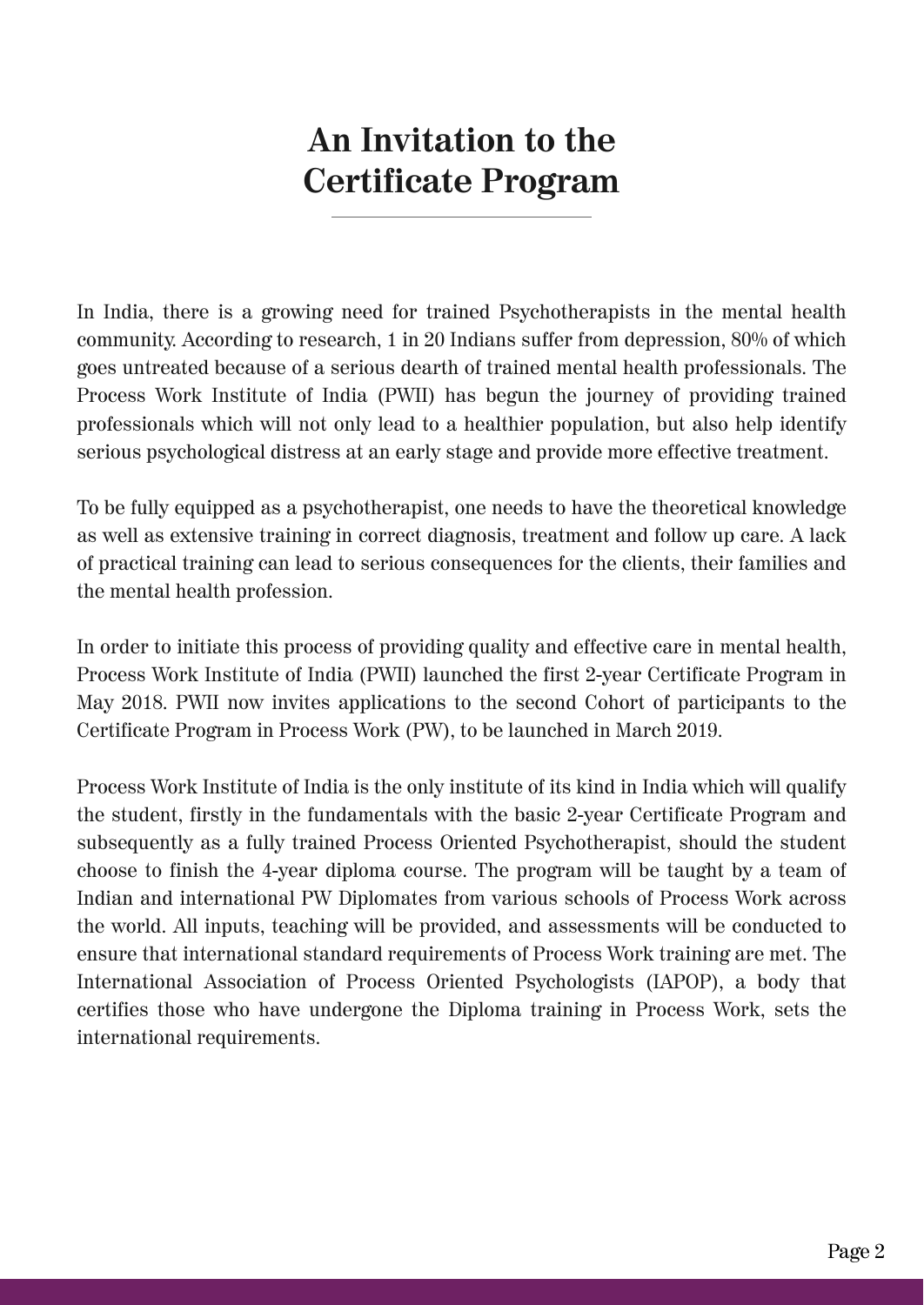# An Invitation to the Certificate Program

In India, there is a growing need for trained Psychotherapists in the mental health community. According to research, 1 in 20 Indians suffer from depression, 80% of which goes untreated because of a serious dearth of trained mental health professionals. The Process Work Institute of India (PWII) has begun the journey of providing trained professionals which will not only lead to a healthier population, but also help identify serious psychological distress at an early stage and provide more effective treatment.

To be fully equipped as a psychotherapist, one needs to have the theoretical knowledge as well as extensive training in correct diagnosis, treatment and follow up care. A lack of practical training can lead to serious consequences for the clients, their families and the mental health profession.

In order to initiate this process of providing quality and effective care in mental health, Process Work Institute of India (PWII) launched the first 2-year Certificate Program in May 2018. PWII now invites applications to the second Cohort of participants to the Certificate Program in Process Work (PW), to be launched in March 2019.

Process Work Institute of India is the only institute of its kind in India which will qualify the student, firstly in the fundamentals with the basic 2-year Certificate Program and subsequently as a fully trained Process Oriented Psychotherapist, should the student choose to finish the 4-year diploma course. The program will be taught by a team of Indian and international PW Diplomates from various schools of Process Work across the world. All inputs, teaching will be provided, and assessments will be conducted to ensure that international standard requirements of Process Work training are met. The International Association of Process Oriented Psychologists (IAPOP), a body that certifies those who have undergone the Diploma training in Process Work, sets the international requirements.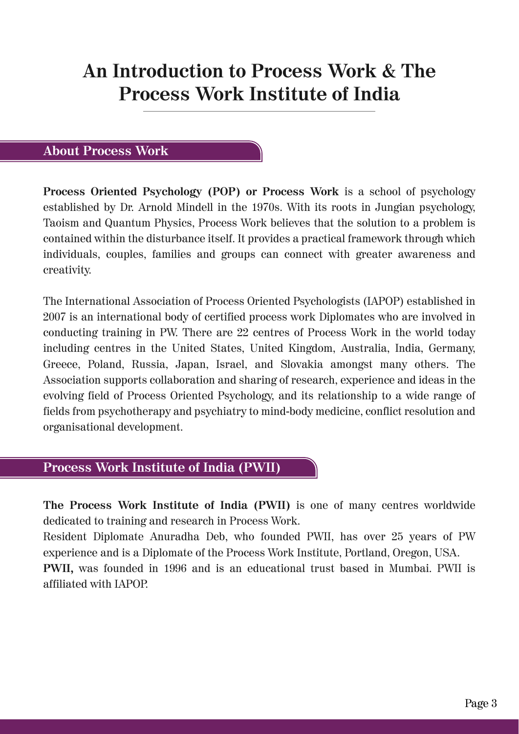# An Introduction to Process Work & The Process Work Institute of India

## About Process Work

**Process Oriented Psychology (POP) or Process Work** is a school of psychology established by Dr. Arnold Mindell in the 1970s. With its roots in Jungian psychology, Taoism and Quantum Physics, Process Work believes that the solution to a problem is contained within the disturbance itself. It provides a practical framework through which individuals, couples, families and groups can connect with greater awareness and creativity.

The International Association of Process Oriented Psychologists (IAPOP) established in 2007 is an international body of certified process work Diplomates who are involved in conducting training in PW. There are 22 centres of Process Work in the world today including centres in the United States, United Kingdom, Australia, India, Germany, Greece, Poland, Russia, Japan, Israel, and Slovakia amongst many others. The Association supports collaboration and sharing of research, experience and ideas in the evolving field of Process Oriented Psychology, and its relationship to a wide range of fields from psychotherapy and psychiatry to mind-body medicine, conflict resolution and organisational development.

## Process Work Institute of India (PWII)

**The Process Work Institute of India (PWII)** is one of many centres worldwide dedicated to training and research in Process Work.

Resident Diplomate Anuradha Deb, who founded PWII, has over 25 years of PW experience and is a Diplomate of the Process Work Institute, Portland, Oregon, USA.

**PWII,** was founded in 1996 and is an educational trust based in Mumbai. PWII is affiliated with IAPOP.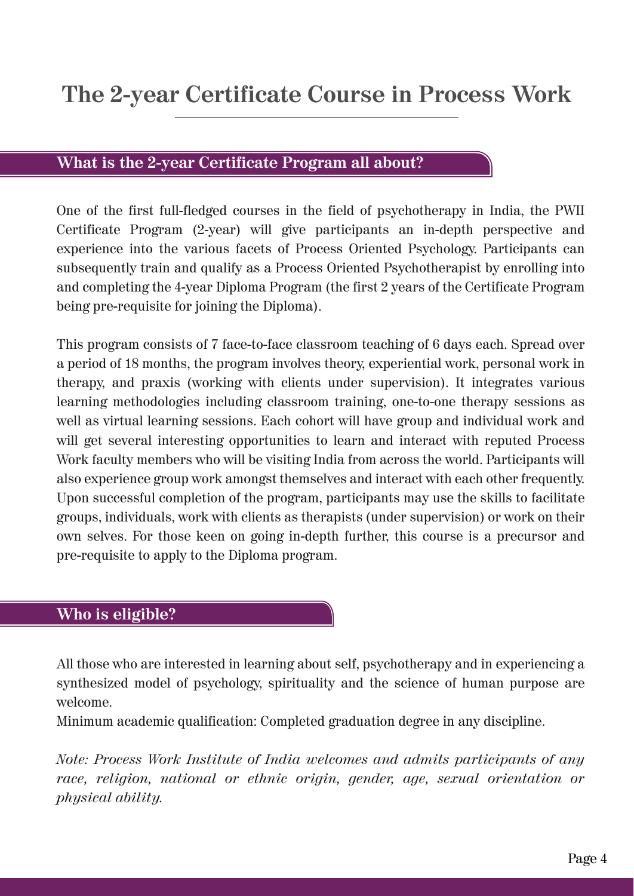# The 2-year Certificate Course in Process Work

## What is the 2-year Certificate Program all about?

One of the first full-fledged courses in the field of psychotherapy in India, the PWII Certificate Program (2-year) will give participants an in-depth perspective and experience into the various facets of Process Oriented Psychology. Participants can subsequently train and qualify as a Process Oriented Psychotherapist by enrolling into and completing the 4-year Diploma Program (the first 2 years of the Certificate Program being pre-requisite for joining the Diploma).

This program consists of 7 face-to-face classroom teaching of 6 days each. Spread over a period of 18 months, the program involves theory, experiential work, personal work in therapy, and praxis (working with clients under supervision). It integrates various learning methodologies including classroom training, one-to-one therapy sessions as well as virtual learning sessions. Each cohort will have group and individual work and will get several interesting opportunities to learn and interact with reputed Process Work faculty members who will be visiting India from across the world. Participants will also experience group work amongst themselves and interact with each other frequently. Upon successful completion of the program, participants may use the skills to facilitate groups, individuals, work with clients as therapists (under supervision) or work on their own selves. For those keen on going in-depth further, this course is a precursor and pre-requisite to apply to the Diploma program.

## Who is eligible?

All those who are interested in learning about self, psychotherapy and in experiencing a synthesized model of psychology, spirituality and the science of human purpose are welcome.

Minimum academic qualification: Completed graduation degree in any discipline.

*Note: Process Work Institute of India welcomes and admits participants of any race, religion, national or ethnic origin, gender, age, sexual orientation or physical ability.*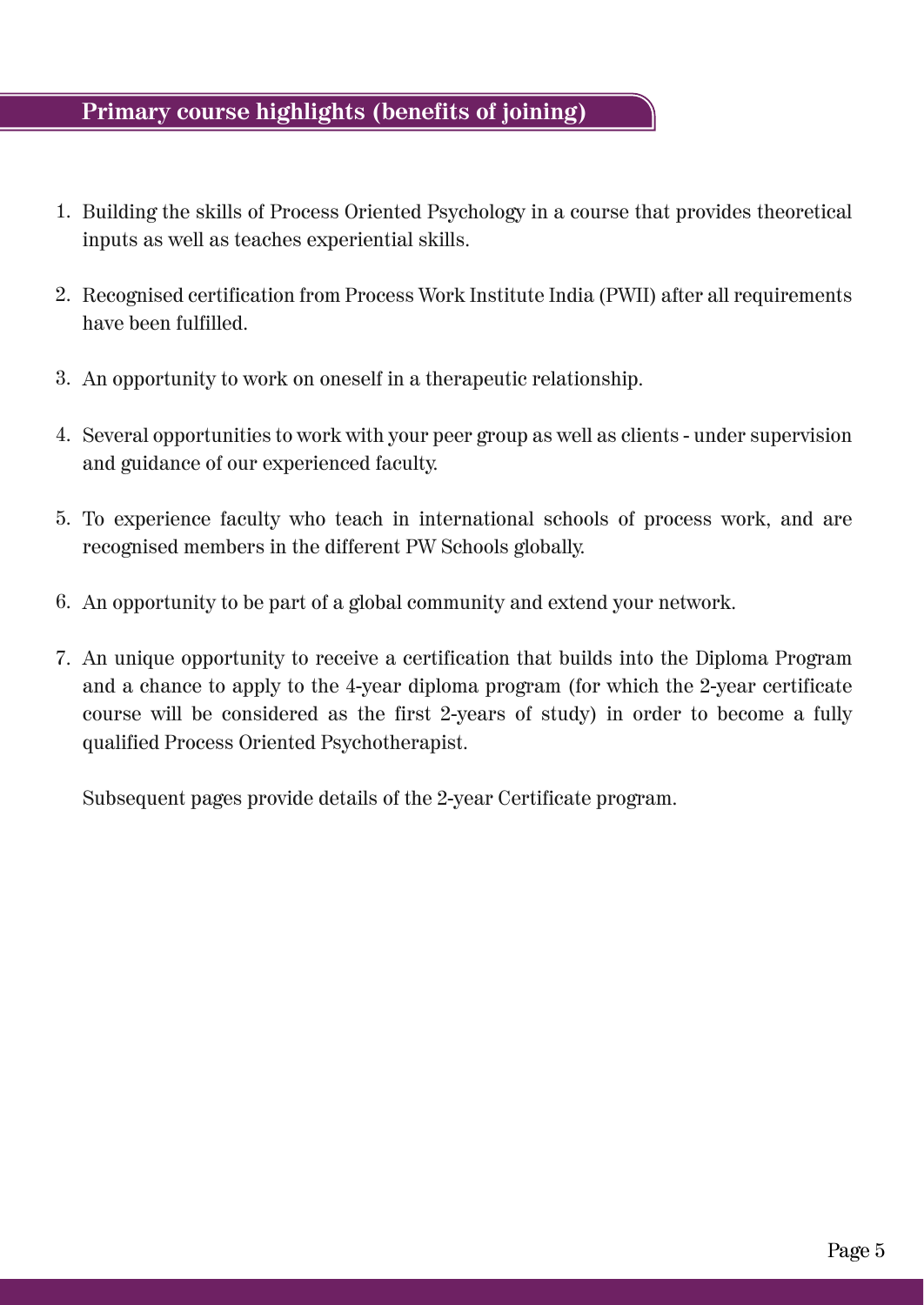## Primary course highlights (benefits of joining)

1. Building the skills of Process Oriented Psychology in a course that provides theoretical inputs as well as teaches experiential skills.
2. Recognised certification from Process Work Institute India (PWII) after all requirements have been fulfilled.
3. An opportunity to work on oneself in a therapeutic relationship.
4. Several opportunities to work with your peer group as well as clients - under supervision and guidance of our experienced faculty.
5. To experience faculty who teach in international schools of process work, and are recognised members in the different PW Schools globally.
6. An opportunity to be part of a global community and extend your network.
7. An unique opportunity to receive a certification that builds into the Diploma Program and a chance to apply to the 4-year diploma program (for which the 2-year certificate course will be considered as the first 2-years of study) in order to become a fully qualified Process Oriented Psychotherapist.

   Subsequent pages provide details of the 2-year Certificate program.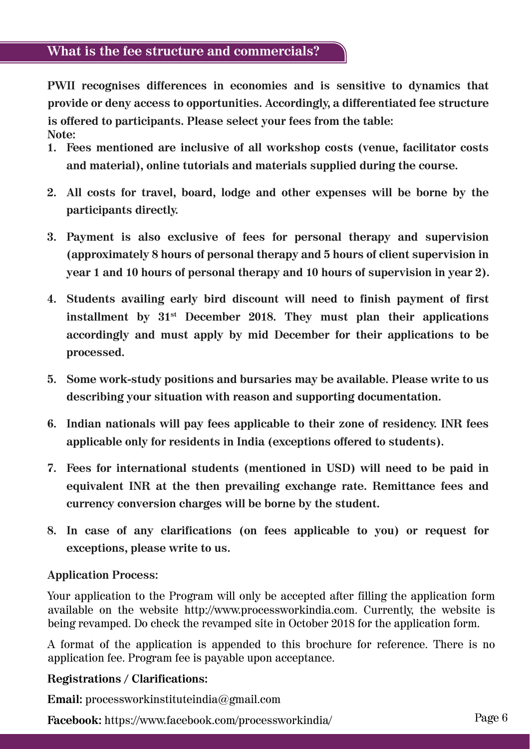## What is the fee structure and commercials?

**PWII recognises differences in economies and is sensitive to dynamics that provide or deny access to opportunities. Accordingly, a differentiated fee structure is offered to participants. Please select your fees from the table:**

**Note:**

1. **Fees mentioned are inclusive of all workshop costs (venue, facilitator costs and material), online tutorials and materials supplied during the course.**

2. **All costs for travel, board, lodge and other expenses will be borne by the participants directly.**

3. **Payment is also exclusive of fees for personal therapy and supervision (approximately 8 hours of personal therapy and 5 hours of client supervision in year 1 and 10 hours of personal therapy and 10 hours of supervision in year 2).**

4. **Students availing early bird discount will need to finish payment of first installment by 31st December 2018. They must plan their applications accordingly and must apply by mid December for their applications to be processed.**

5. **Some work-study positions and bursaries may be available. Please write to us describing your situation with reason and supporting documentation.**

6. **Indian nationals will pay fees applicable to their zone of residency. INR fees applicable only for residents in India (exceptions offered to students).**

7. **Fees for international students (mentioned in USD) will need to be paid in equivalent INR at the then prevailing exchange rate. Remittance fees and currency conversion charges will be borne by the student.**

8. **In case of any clarifications (on fees applicable to you) or request for exceptions, please write to us.**

**Application Process:**

Your application to the Program will only be accepted after filling the application form available on the website http://www.processworkindia.com. Currently, the website is being revamped. Do check the revamped site in October 2018 for the application form.

A format of the application is appended to this brochure for reference. There is no application fee. Program fee is payable upon acceptance.

**Registrations / Clarifications:**

**Email:** processworkinstituteindia@gmail.com

**Facebook:** https://www.facebook.com/processworkindia/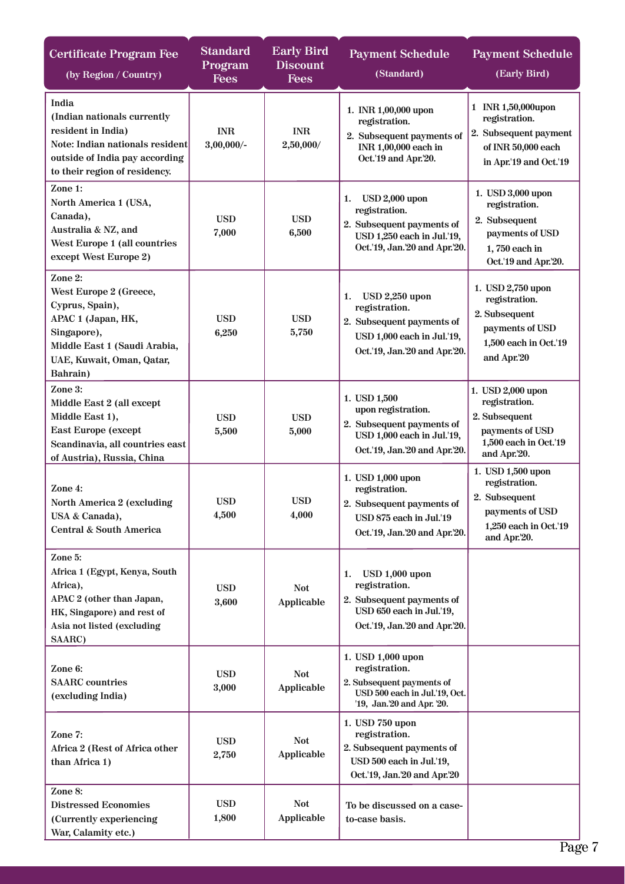| Certificate Program Fee (by Region / Country) | Standard Program Fees | Early Bird Discount Fees | Payment Schedule (Standard) | Payment Schedule (Early Bird) |
|---|---|---|---|---|
| India<br>(Indian nationals currently resident in India)<br>Note: Indian nationals resident outside of India pay according to their region of residency. | INR 3,00,000/- | INR 2,50,000/ | 1. INR 1,00,000 upon registration.<br>2. Subsequent payments of INR 1,00,000 each in Oct.'19 and Apr.'20. | 1 INR 1,50,000upon registration.<br>2. Subsequent payment of INR 50,000 each in Apr.'19 and Oct.'19 |
| Zone 1:<br>North America 1 (USA, Canada),<br>Australia & NZ, and<br>West Europe 1 (all countries except West Europe 2) | USD 7,000 | USD 6,500 | 1. USD 2,000 upon registration.<br>2. Subsequent payments of USD 1,250 each in Jul.'19, Oct.'19, Jan.'20 and Apr.'20. | 1. USD 3,000 upon registration.<br>2. Subsequent payments of USD 1, 750 each in Oct.'19 and Apr.'20. |
| Zone 2:<br>West Europe 2 (Greece, Cyprus, Spain),<br>APAC 1 (Japan, HK, Singapore),<br>Middle East 1 (Saudi Arabia, UAE, Kuwait, Oman, Qatar, Bahrain) | USD 6,250 | USD 5,750 | 1. USD 2,250 upon registration.<br>2. Subsequent payments of USD 1,000 each in Jul.'19, Oct.'19, Jan.'20 and Apr.'20. | 1. USD 2,750 upon registration.<br>2. Subsequent payments of USD 1,500 each in Oct.'19 and Apr.'20 |
| Zone 3:<br>Middle East 2 (all except Middle East 1),<br>East Europe (except Scandinavia, all countries east of Austria), Russia, China | USD 5,500 | USD 5,000 | 1. USD 1,500 upon registration.<br>2. Subsequent payments of USD 1,000 each in Jul.'19, Oct.'19, Jan.'20 and Apr.'20. | 1. USD 2,000 upon registration.<br>2. Subsequent payments of USD 1,500 each in Oct.'19 and Apr.'20. |
| Zone 4:<br>North America 2 (excluding USA & Canada),<br>Central & South America | USD 4,500 | USD 4,000 | 1. USD 1,000 upon registration.<br>2. Subsequent payments of USD 875 each in Jul.'19 Oct.'19, Jan.'20 and Apr.'20. | 1. USD 1,500 upon registration.<br>2. Subsequent payments of USD 1,250 each in Oct.'19 and Apr.'20. |
| Zone 5:<br>Africa 1 (Egypt, Kenya, South Africa),<br>APAC 2 (other than Japan, HK, Singapore) and rest of Asia not listed (excluding SAARC) | USD 3,600 | Not Applicable | 1. USD 1,000 upon registration.<br>2. Subsequent payments of USD 650 each in Jul.'19, Oct.'19, Jan.'20 and Apr.'20. | |
| Zone 6:<br>SAARC countries (excluding India) | USD 3,000 | Not Applicable | 1. USD 1,000 upon registration.<br>2. Subsequent payments of USD 500 each in Jul.'19, Oct. '19, Jan.'20 and Apr. '20. | |
| Zone 7:<br>Africa 2 (Rest of Africa other than Africa 1) | USD 2,750 | Not Applicable | 1. USD 750 upon registration.<br>2. Subsequent payments of USD 500 each in Jul.'19, Oct.'19, Jan.'20 and Apr.'20 | |
| Zone 8:<br>Distressed Economies (Currently experiencing War, Calamity etc.) | USD 1,800 | Not Applicable | To be discussed on a case-to-case basis. | |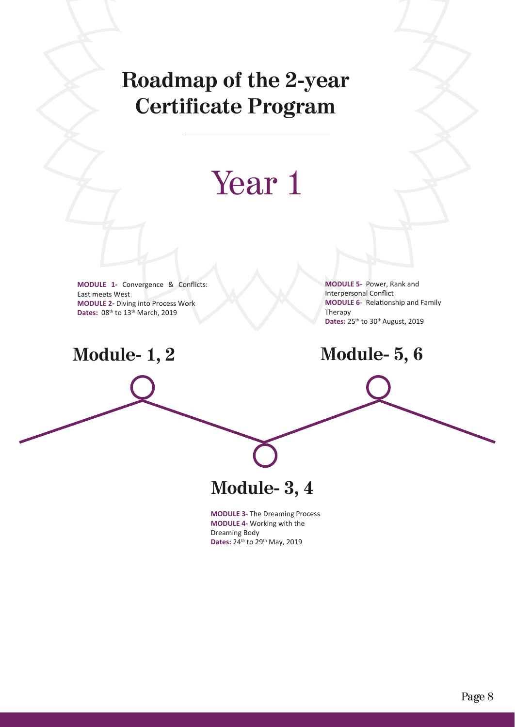# Roadmap of the 2-year Certificate Program

## Year 1

### Module- 1, 2

**MODULE 1-** Convergence & Conflicts: East meets West
**MODULE 2-** Diving into Process Work
**Dates:** 08th to 13th March, 2019

### Module- 3, 4

**MODULE 3-** The Dreaming Process
**MODULE 4-** Working with the Dreaming Body
**Dates:** 24th to 29th May, 2019

### Module- 5, 6

**MODULE 5-** Power, Rank and Interpersonal Conflict
**MODULE 6-** Relationship and Family Therapy
**Dates:** 25th to 30th August, 2019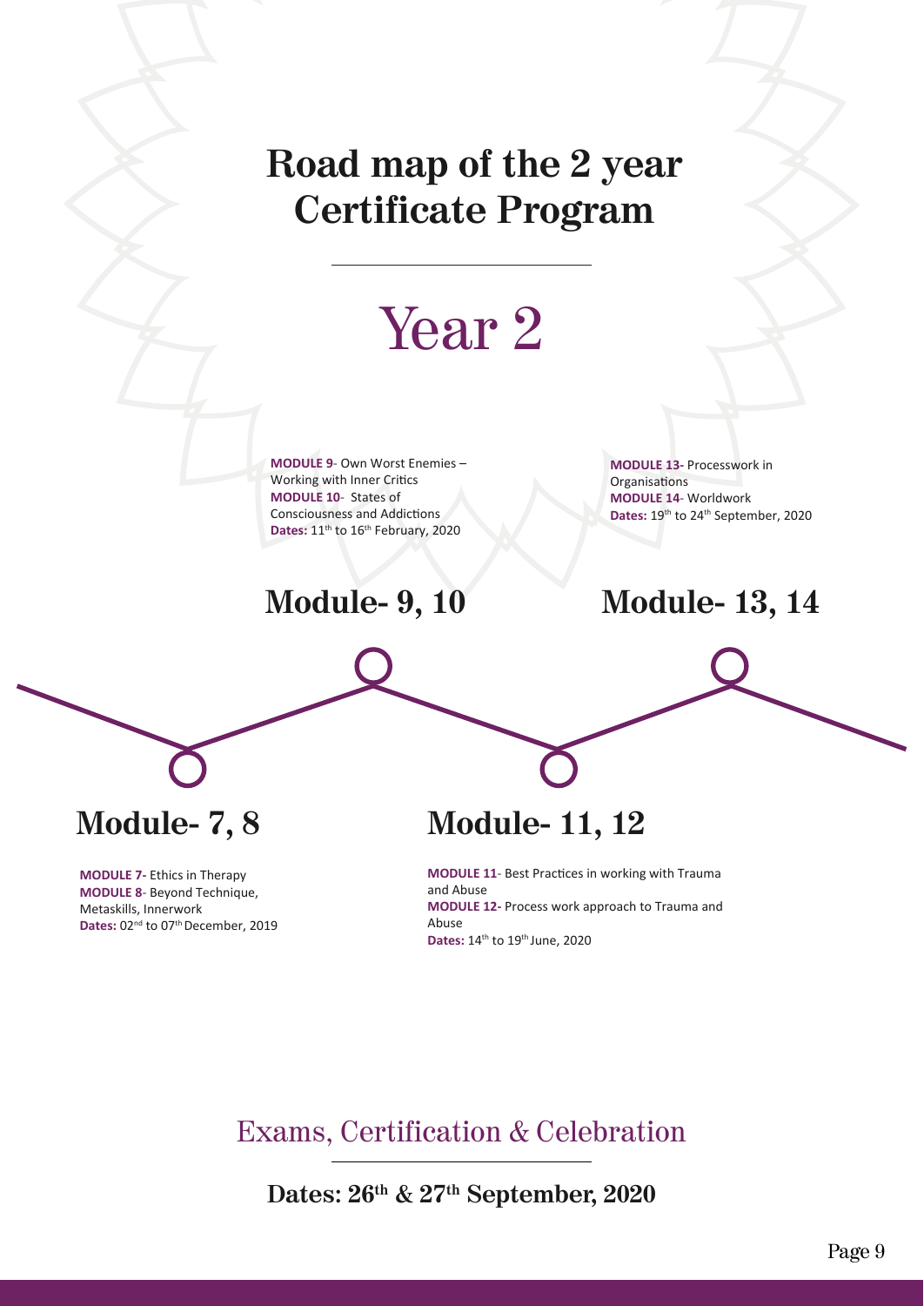# Road map of the 2 year Certificate Program

## Year 2

### Module- 7, 8

**MODULE 7-** Ethics in Therapy
**MODULE 8**- Beyond Technique, Metaskills, Innerwork
**Dates:** 02nd to 07th December, 2019

### Module- 9, 10

**MODULE 9**- Own Worst Enemies – Working with Inner Critics
**MODULE 10**- States of Consciousness and Addictions
**Dates:** 11th to 16th February, 2020

### Module- 11, 12

**MODULE 11**- Best Practices in working with Trauma and Abuse
**MODULE 12-** Process work approach to Trauma and Abuse
**Dates:** 14th to 19th June, 2020

### Module- 13, 14

**MODULE 13-** Processwork in Organisations
**MODULE 14**- Worldwork
**Dates:** 19th to 24th September, 2020

## Exams, Certification & Celebration

**Dates: 26th & 27th September, 2020**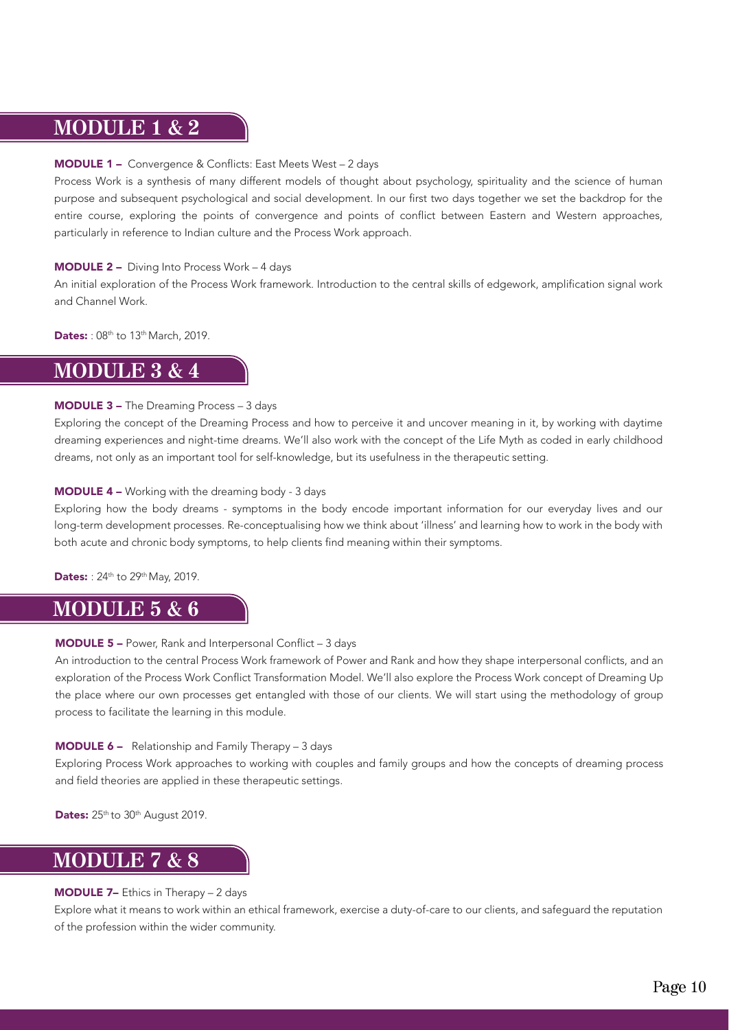## MODULE 1 & 2

**MODULE 1 –** Convergence & Conflicts: East Meets West – 2 days

Process Work is a synthesis of many different models of thought about psychology, spirituality and the science of human purpose and subsequent psychological and social development. In our first two days together we set the backdrop for the entire course, exploring the points of convergence and points of conflict between Eastern and Western approaches, particularly in reference to Indian culture and the Process Work approach.

**MODULE 2 –** Diving Into Process Work – 4 days

An initial exploration of the Process Work framework. Introduction to the central skills of edgework, amplification signal work and Channel Work.

**Dates:** : 08th to 13th March, 2019.

## MODULE 3 & 4

**MODULE 3 –** The Dreaming Process – 3 days

Exploring the concept of the Dreaming Process and how to perceive it and uncover meaning in it, by working with daytime dreaming experiences and night-time dreams. We'll also work with the concept of the Life Myth as coded in early childhood dreams, not only as an important tool for self-knowledge, but its usefulness in the therapeutic setting.

**MODULE 4 –** Working with the dreaming body - 3 days

Exploring how the body dreams - symptoms in the body encode important information for our everyday lives and our long-term development processes. Re-conceptualising how we think about 'illness' and learning how to work in the body with both acute and chronic body symptoms, to help clients find meaning within their symptoms.

**Dates:** : 24th to 29th May, 2019.

## MODULE 5 & 6

**MODULE 5 –** Power, Rank and Interpersonal Conflict – 3 days

An introduction to the central Process Work framework of Power and Rank and how they shape interpersonal conflicts, and an exploration of the Process Work Conflict Transformation Model. We'll also explore the Process Work concept of Dreaming Up the place where our own processes get entangled with those of our clients. We will start using the methodology of group process to facilitate the learning in this module.

**MODULE 6 –** Relationship and Family Therapy – 3 days

Exploring Process Work approaches to working with couples and family groups and how the concepts of dreaming process and field theories are applied in these therapeutic settings.

**Dates:** 25th to 30th August 2019.

## MODULE 7 & 8

**MODULE 7–** Ethics in Therapy – 2 days

Explore what it means to work within an ethical framework, exercise a duty-of-care to our clients, and safeguard the reputation of the profession within the wider community.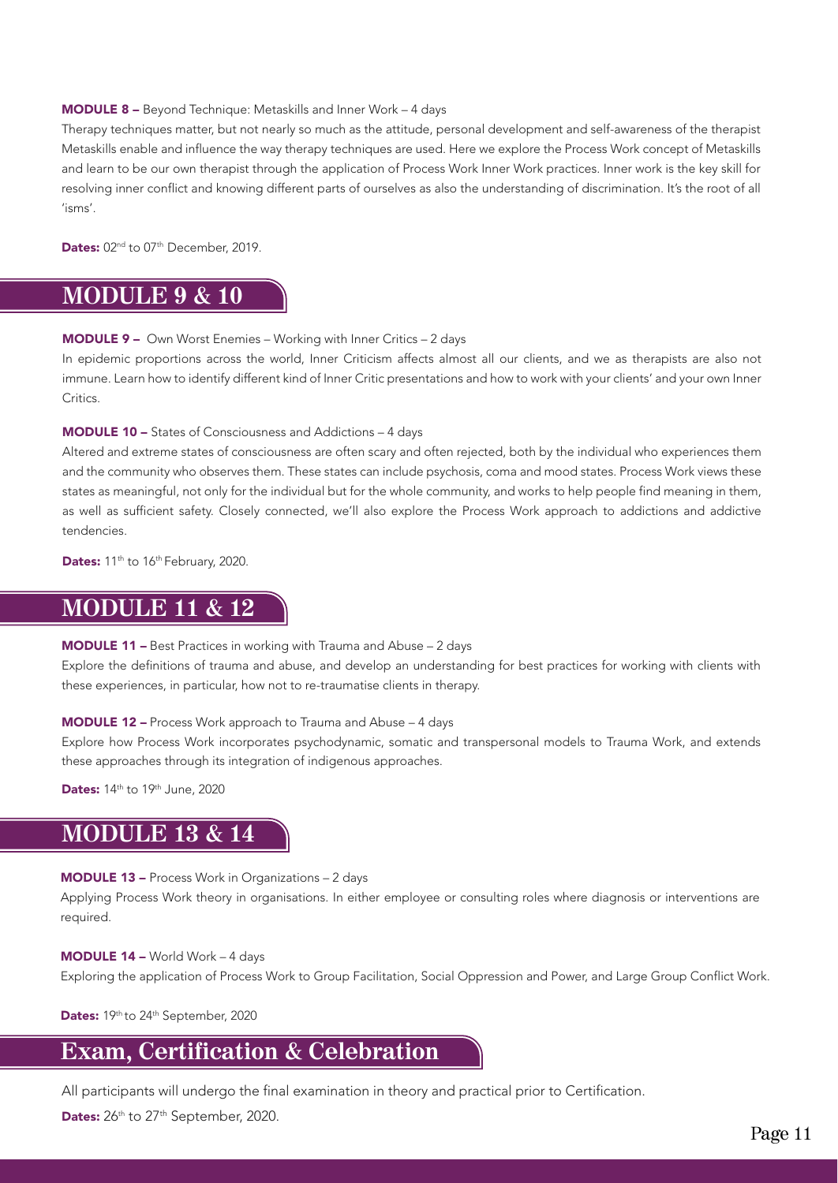**MODULE 8 –** Beyond Technique: Metaskills and Inner Work – 4 days

Therapy techniques matter, but not nearly so much as the attitude, personal development and self-awareness of the therapist Metaskills enable and influence the way therapy techniques are used. Here we explore the Process Work concept of Metaskills and learn to be our own therapist through the application of Process Work Inner Work practices. Inner work is the key skill for resolving inner conflict and knowing different parts of ourselves as also the understanding of discrimination. It's the root of all 'isms'.

**Dates:** 02nd to 07th December, 2019.

## MODULE 9 & 10

**MODULE 9 –** Own Worst Enemies – Working with Inner Critics – 2 days

In epidemic proportions across the world, Inner Criticism affects almost all our clients, and we as therapists are also not immune. Learn how to identify different kind of Inner Critic presentations and how to work with your clients' and your own Inner Critics.

**MODULE 10 –** States of Consciousness and Addictions – 4 days

Altered and extreme states of consciousness are often scary and often rejected, both by the individual who experiences them and the community who observes them. These states can include psychosis, coma and mood states. Process Work views these states as meaningful, not only for the individual but for the whole community, and works to help people find meaning in them, as well as sufficient safety. Closely connected, we'll also explore the Process Work approach to addictions and addictive tendencies.

**Dates:** 11th to 16th February, 2020.

## MODULE 11 & 12

**MODULE 11 –** Best Practices in working with Trauma and Abuse – 2 days

Explore the definitions of trauma and abuse, and develop an understanding for best practices for working with clients with these experiences, in particular, how not to re-traumatise clients in therapy.

**MODULE 12 –** Process Work approach to Trauma and Abuse – 4 days

Explore how Process Work incorporates psychodynamic, somatic and transpersonal models to Trauma Work, and extends these approaches through its integration of indigenous approaches.

**Dates:** 14th to 19th June, 2020

## MODULE 13 & 14

**MODULE 13 –** Process Work in Organizations – 2 days

Applying Process Work theory in organisations. In either employee or consulting roles where diagnosis or interventions are required.

**MODULE 14 –** World Work – 4 days

Exploring the application of Process Work to Group Facilitation, Social Oppression and Power, and Large Group Conflict Work.

**Dates:** 19th to 24th September, 2020

## Exam, Certification & Celebration

All participants will undergo the final examination in theory and practical prior to Certification.

**Dates:** 26th to 27th September, 2020.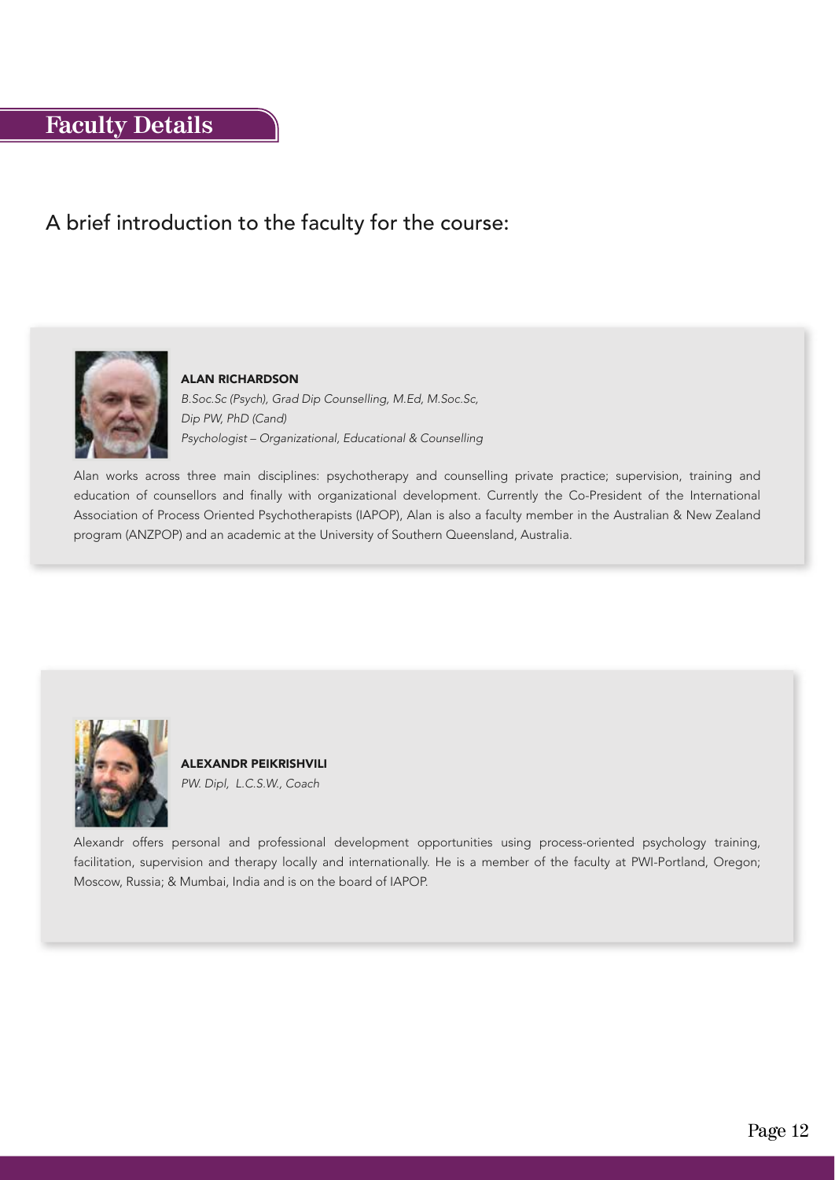# Faculty Details

A brief introduction to the faculty for the course:

**ALAN RICHARDSON**

*B.Soc.Sc (Psych), Grad Dip Counselling, M.Ed, M.Soc.Sc,*
*Dip PW, PhD (Cand)*
*Psychologist – Organizational, Educational & Counselling*

Alan works across three main disciplines: psychotherapy and counselling private practice; supervision, training and education of counsellors and finally with organizational development. Currently the Co-President of the International Association of Process Oriented Psychotherapists (IAPOP), Alan is also a faculty member in the Australian & New Zealand program (ANZPOP) and an academic at the University of Southern Queensland, Australia.

**ALEXANDR PEIKRISHVILI**

*PW. Dipl, L.C.S.W., Coach*

Alexandr offers personal and professional development opportunities using process-oriented psychology training, facilitation, supervision and therapy locally and internationally. He is a member of the faculty at PWI-Portland, Oregon; Moscow, Russia; & Mumbai, India and is on the board of IAPOP.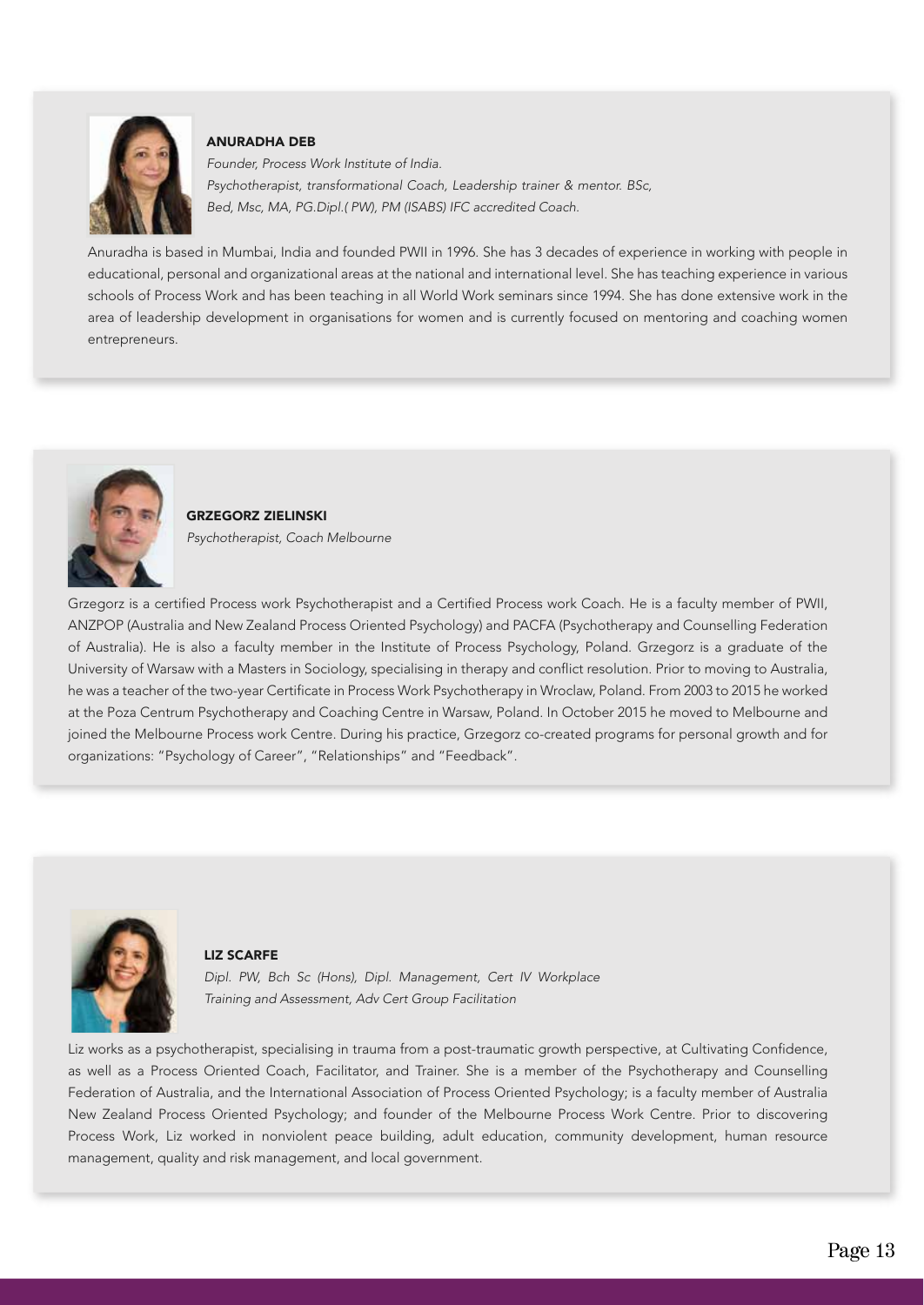## ANURADHA DEB

*Founder, Process Work Institute of India.*
*Psychotherapist, transformational Coach, Leadership trainer & mentor. BSc, Bed, Msc, MA, PG.Dipl.( PW), PM (ISABS) IFC accredited Coach.*

Anuradha is based in Mumbai, India and founded PWII in 1996. She has 3 decades of experience in working with people in educational, personal and organizational areas at the national and international level. She has teaching experience in various schools of Process Work and has been teaching in all World Work seminars since 1994. She has done extensive work in the area of leadership development in organisations for women and is currently focused on mentoring and coaching women entrepreneurs.

## GRZEGORZ ZIELINSKI

*Psychotherapist, Coach Melbourne*

Grzegorz is a certified Process work Psychotherapist and a Certified Process work Coach. He is a faculty member of PWII, ANZPOP (Australia and New Zealand Process Oriented Psychology) and PACFA (Psychotherapy and Counselling Federation of Australia). He is also a faculty member in the Institute of Process Psychology, Poland. Grzegorz is a graduate of the University of Warsaw with a Masters in Sociology, specialising in therapy and conflict resolution. Prior to moving to Australia, he was a teacher of the two-year Certificate in Process Work Psychotherapy in Wroclaw, Poland. From 2003 to 2015 he worked at the Poza Centrum Psychotherapy and Coaching Centre in Warsaw, Poland. In October 2015 he moved to Melbourne and joined the Melbourne Process work Centre. During his practice, Grzegorz co-created programs for personal growth and for organizations: "Psychology of Career", "Relationships" and "Feedback".

## LIZ SCARFE

*Dipl. PW, Bch Sc (Hons), Dipl. Management, Cert IV Workplace Training and Assessment, Adv Cert Group Facilitation*

Liz works as a psychotherapist, specialising in trauma from a post-traumatic growth perspective, at Cultivating Confidence, as well as a Process Oriented Coach, Facilitator, and Trainer. She is a member of the Psychotherapy and Counselling Federation of Australia, and the International Association of Process Oriented Psychology; is a faculty member of Australia New Zealand Process Oriented Psychology; and founder of the Melbourne Process Work Centre. Prior to discovering Process Work, Liz worked in nonviolent peace building, adult education, community development, human resource management, quality and risk management, and local government.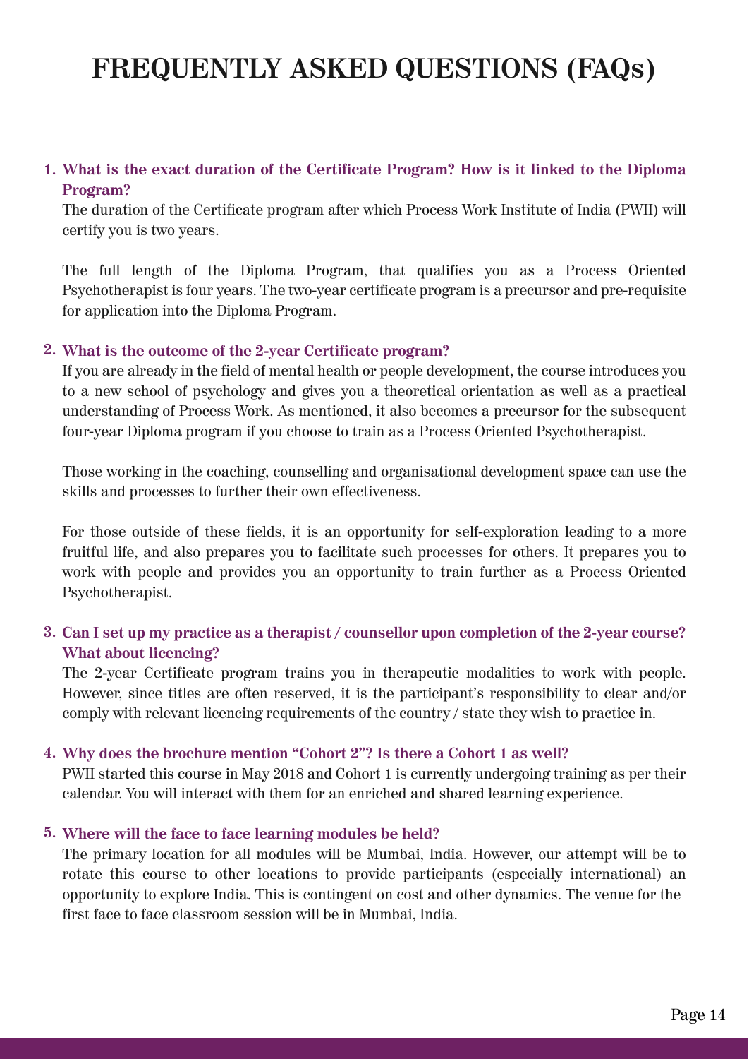# FREQUENTLY ASKED QUESTIONS (FAQs)

1. **What is the exact duration of the Certificate Program? How is it linked to the Diploma Program?**

   The duration of the Certificate program after which Process Work Institute of India (PWII) will certify you is two years.

   The full length of the Diploma Program, that qualifies you as a Process Oriented Psychotherapist is four years. The two-year certificate program is a precursor and pre-requisite for application into the Diploma Program.

2. **What is the outcome of the 2-year Certificate program?**

   If you are already in the field of mental health or people development, the course introduces you to a new school of psychology and gives you a theoretical orientation as well as a practical understanding of Process Work. As mentioned, it also becomes a precursor for the subsequent four-year Diploma program if you choose to train as a Process Oriented Psychotherapist.

   Those working in the coaching, counselling and organisational development space can use the skills and processes to further their own effectiveness.

   For those outside of these fields, it is an opportunity for self-exploration leading to a more fruitful life, and also prepares you to facilitate such processes for others. It prepares you to work with people and provides you an opportunity to train further as a Process Oriented Psychotherapist.

3. **Can I set up my practice as a therapist / counsellor upon completion of the 2-year course? What about licencing?**

   The 2-year Certificate program trains you in therapeutic modalities to work with people. However, since titles are often reserved, it is the participant's responsibility to clear and/or comply with relevant licencing requirements of the country / state they wish to practice in.

4. **Why does the brochure mention "Cohort 2"? Is there a Cohort 1 as well?**

   PWII started this course in May 2018 and Cohort 1 is currently undergoing training as per their calendar. You will interact with them for an enriched and shared learning experience.

5. **Where will the face to face learning modules be held?**

   The primary location for all modules will be Mumbai, India. However, our attempt will be to rotate this course to other locations to provide participants (especially international) an opportunity to explore India. This is contingent on cost and other dynamics. The venue for the first face to face classroom session will be in Mumbai, India.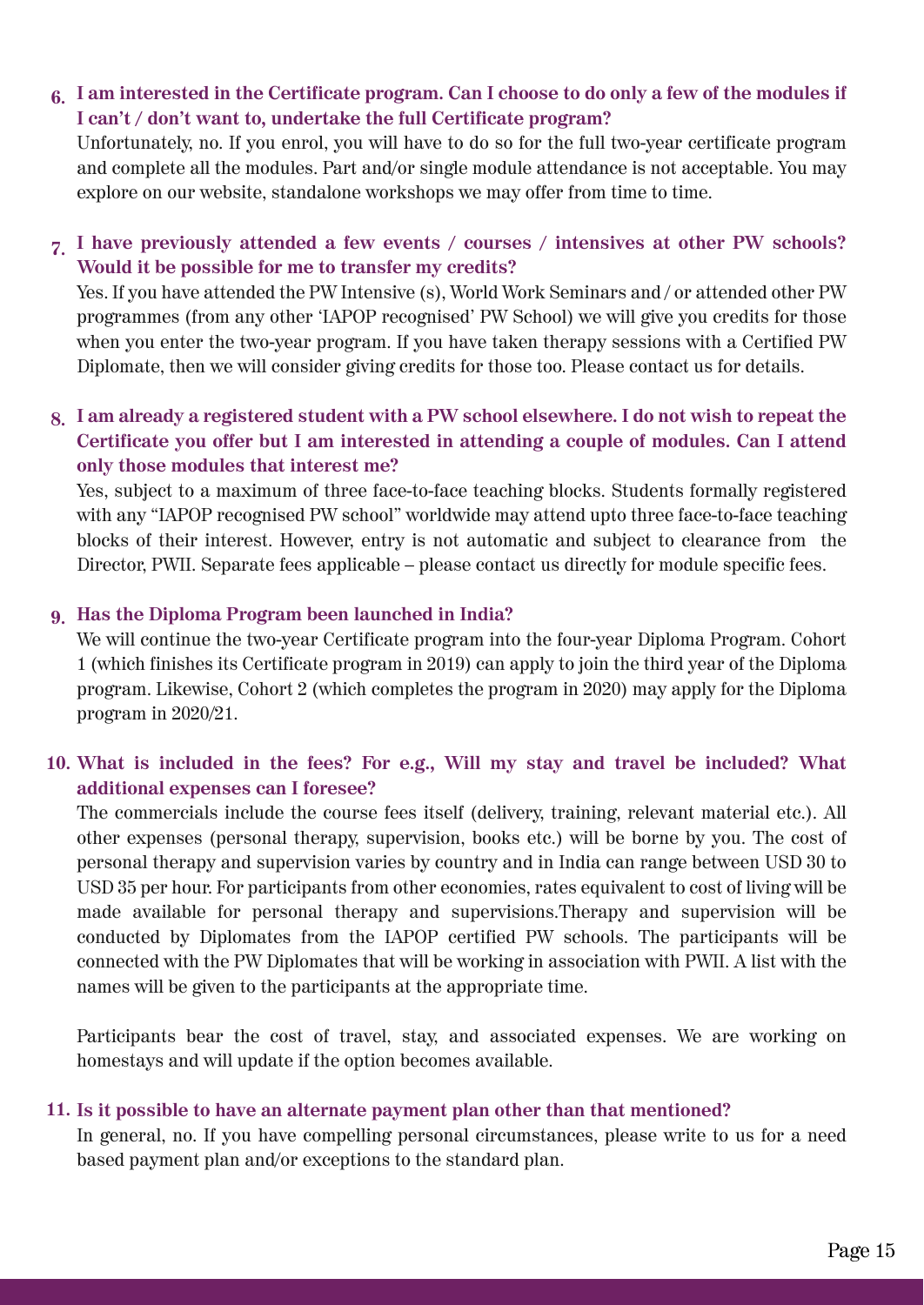**6. I am interested in the Certificate program. Can I choose to do only a few of the modules if I can't / don't want to, undertake the full Certificate program?**

Unfortunately, no. If you enrol, you will have to do so for the full two-year certificate program and complete all the modules. Part and/or single module attendance is not acceptable. You may explore on our website, standalone workshops we may offer from time to time.

**7. I have previously attended a few events / courses / intensives at other PW schools? Would it be possible for me to transfer my credits?**

Yes. If you have attended the PW Intensive (s), World Work Seminars and / or attended other PW programmes (from any other 'IAPOP recognised' PW School) we will give you credits for those when you enter the two-year program. If you have taken therapy sessions with a Certified PW Diplomate, then we will consider giving credits for those too. Please contact us for details.

**8. I am already a registered student with a PW school elsewhere. I do not wish to repeat the Certificate you offer but I am interested in attending a couple of modules. Can I attend only those modules that interest me?**

Yes, subject to a maximum of three face-to-face teaching blocks. Students formally registered with any "IAPOP recognised PW school" worldwide may attend upto three face-to-face teaching blocks of their interest. However, entry is not automatic and subject to clearance from the Director, PWII. Separate fees applicable – please contact us directly for module specific fees.

**9. Has the Diploma Program been launched in India?**

We will continue the two-year Certificate program into the four-year Diploma Program. Cohort 1 (which finishes its Certificate program in 2019) can apply to join the third year of the Diploma program. Likewise, Cohort 2 (which completes the program in 2020) may apply for the Diploma program in 2020/21.

**10. What is included in the fees? For e.g., Will my stay and travel be included? What additional expenses can I foresee?**

The commercials include the course fees itself (delivery, training, relevant material etc.). All other expenses (personal therapy, supervision, books etc.) will be borne by you. The cost of personal therapy and supervision varies by country and in India can range between USD 30 to USD 35 per hour. For participants from other economies, rates equivalent to cost of living will be made available for personal therapy and supervisions.Therapy and supervision will be conducted by Diplomates from the IAPOP certified PW schools. The participants will be connected with the PW Diplomates that will be working in association with PWII. A list with the names will be given to the participants at the appropriate time.

Participants bear the cost of travel, stay, and associated expenses. We are working on homestays and will update if the option becomes available.

**11. Is it possible to have an alternate payment plan other than that mentioned?**

In general, no. If you have compelling personal circumstances, please write to us for a need based payment plan and/or exceptions to the standard plan.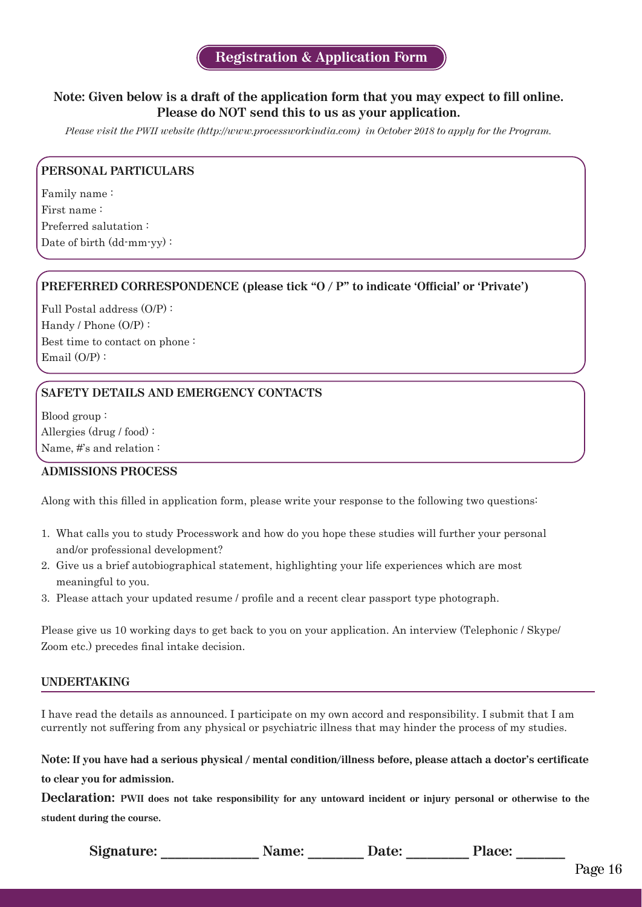# Registration & Application Form

**Note: Given below is a draft of the application form that you may expect to fill online. Please do NOT send this to us as your application.**

*Please visit the PWII website (http://www.processworkindia.com) in October 2018 to apply for the Program.*

## PERSONAL PARTICULARS

Family name :
First name :
Preferred salutation :
Date of birth (dd-mm-yy) :

## PREFERRED CORRESPONDENCE (please tick "O / P" to indicate 'Official' or 'Private')

Full Postal address (O/P) :
Handy / Phone (O/P) :
Best time to contact on phone :
Email (O/P) :

## SAFETY DETAILS AND EMERGENCY CONTACTS

Blood group :
Allergies (drug / food) :
Name, #'s and relation :

## ADMISSIONS PROCESS

Along with this filled in application form, please write your response to the following two questions:

1. What calls you to study Processwork and how do you hope these studies will further your personal and/or professional development?
2. Give us a brief autobiographical statement, highlighting your life experiences which are most meaningful to you.
3. Please attach your updated resume / profile and a recent clear passport type photograph.

Please give us 10 working days to get back to you on your application. An interview (Telephonic / Skype/ Zoom etc.) precedes final intake decision.

## UNDERTAKING

I have read the details as announced. I participate on my own accord and responsibility. I submit that I am currently not suffering from any physical or psychiatric illness that may hinder the process of my studies.

**Note: If you have had a serious physical / mental condition/illness before, please attach a doctor's certificate to clear you for admission.**

**Declaration: PWII does not take responsibility for any untoward incident or injury personal or otherwise to the student during the course.**

**Signature: ______________ Name: ________ Date: _________ Place: _______**